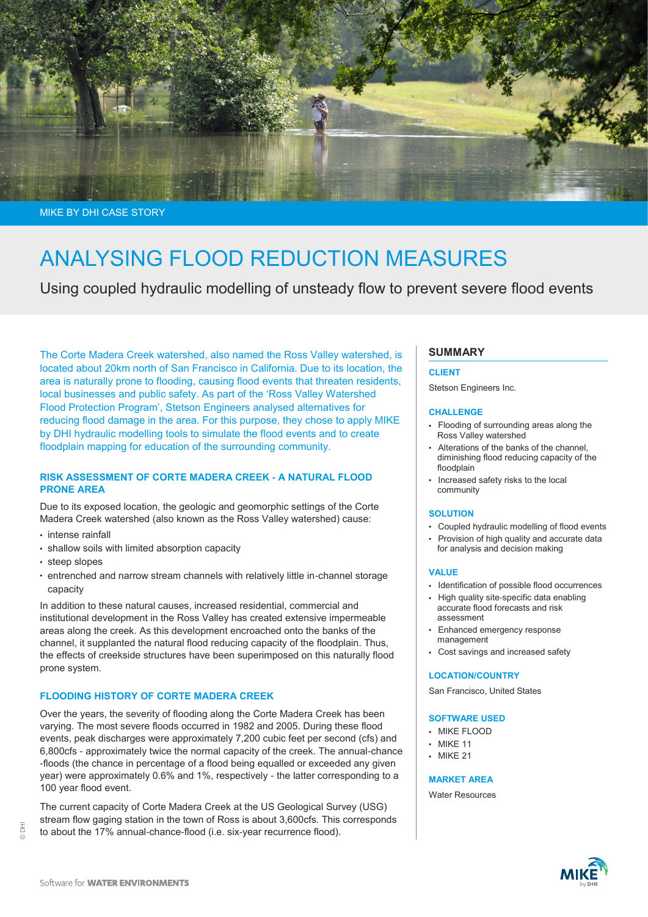MIKE BY DHI CASE STORY

# ANALYSING FLOOD REDUCTION MEASURES

Using coupled hydraulic modelling of unsteady flow to prevent severe flood events

The Corte Madera Creek watershed, also named the Ross Valley watershed, is located about 20km north of San Francisco in California. Due to its location, the area is naturally prone to flooding, causing flood events that threaten residents, local businesses and public safety. As part of the 'Ross Valley Watershed Flood Protection Program', Stetson Engineers analysed alternatives for reducing flood damage in the area. For this purpose, they chose to apply MIKE by DHI hydraulic modelling tools to simulate the flood events and to create floodplain mapping for education of the surrounding community.

## RISK ASSESSMENT OF CORTE MADERA CREEK - A NATURAL FLOOD PRONE AREA

Due to its exposed location, the geologic and geomorphic settings of the Corte Madera Creek watershed (also known as the Ross Valley watershed) cause:

- intense rainfall
- shallow soils with limited absorption capacity
- steep slopes
- entrenched and narrow stream channels with relatively little in-channel storage capacity

In addition to these natural causes, increased residential, commercial and institutional development in the Ross Valley has created extensive impermeable areas along the creek. As this development encroached onto the banks of the channel, it supplanted the natural flood reducing capacity of the floodplain. Thus, the effects of creekside structures have been superimposed on this naturally flood prone system.

## FLOODING HISTORY OF CORTE MADERA CREEK

Over the years, the severity of flooding along the Corte Madera Creek has been varying. The most severe floods occurred in 1982 and 2005. During these flood events, peak discharges were approximately 7,200 cubic feet per second (cfs) and 6,800cfs - approximately twice the normal capacity of the creek. The annual-chance -floods (the chance in percentage of a flood being equalled or exceeded any given year) were approximately 0.6% and 1%, respectively - the latter corresponding to a 100 year flood event.

The current capacity of Corte Madera Creek at the US Geological Survey (USG) stream flow gaging station in the town of Ross is about 3,600cfs. This corresponds to about the 17% annual-chance-flood (i.e. six-year recurrence flood).

## SUMMARY

### CLIENT

Stetson Engineers Inc.

### CHALLENGE

- Flooding of surrounding areas along the Ross Valley watershed
- Alterations of the banks of the channel, diminishing flood reducing capacity of the floodplain
- Increased safety risks to the local community

### SOLUTION

- Coupled hydraulic modelling of flood events
- Provision of high quality and accurate data for analysis and decision making

### VALUE

- Identification of possible flood occurrences
- High quality site-specific data enabling accurate flood forecasts and risk assessment
- Enhanced emergency response management
- Cost savings and increased safety

### LOCATION/COUNTRY

San Francisco, United States

### SOFTWARE USED

- MIKE FLOOD
- MIKE 11
- MIKE 21

### MARKET AREA

Water Resources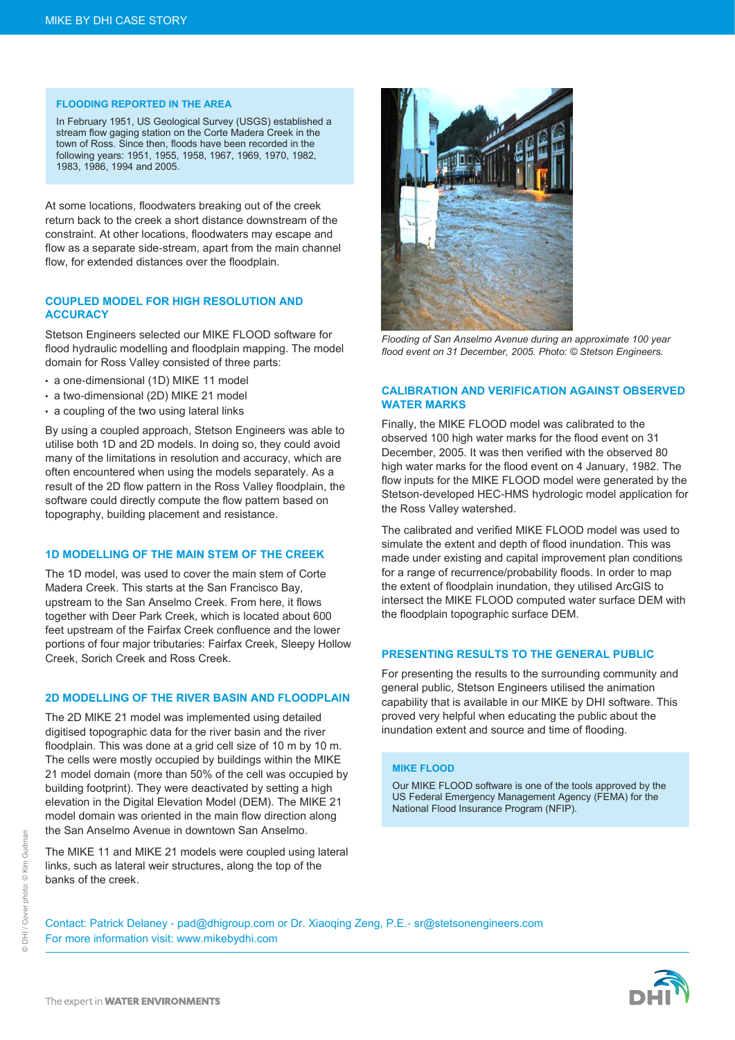### FLOODING REPORTED IN THE AREA

In February 1951, US Geological Survey (USGS) established a stream flow gaging station on the Corte Madera Creek in the town of Ross. Since then, floods have been recorded in the following years: 1951, 1955, 1958, 1967, 1969, 1970, 1982, 1983, 1986, 1994 and 2005.

At some locations, floodwaters breaking out of the creek return back to the creek a short distance downstream of the constraint. At other locations, floodwaters may escape and flow as a separate side-stream, apart from the main channel flow, for extended distances over the floodplain.

## COUPLED MODEL FOR HIGH RESOLUTION AND ACCURACY

Stetson Engineers selected our MIKE FLOOD software for flood hydraulic modelling and floodplain mapping. The model domain for Ross Valley consisted of three parts:

- a one-dimensional (1D) MIKE 11 model
- a two-dimensional (2D) MIKE 21 model
- a coupling of the two using lateral links

By using a coupled approach, Stetson Engineers was able to utilise both 1D and 2D models. In doing so, they could avoid many of the limitations in resolution and accuracy, which are often encountered when using the models separately. As a result of the 2D flow pattern in the Ross Valley floodplain, the software could directly compute the flow pattern based on topography, building placement and resistance.

## 1D MODELLING OF THE MAIN STEM OF THE CREEK

The 1D model, was used to cover the main stem of Corte Madera Creek. This starts at the San Francisco Bay, upstream to the San Anselmo Creek. From here, it flows together with Deer Park Creek, which is located about 600 feet upstream of the Fairfax Creek confluence and the lower portions of four major tributaries: Fairfax Creek, Sleepy Hollow Creek, Sorich Creek and Ross Creek.

## 2D MODELLING OF THE RIVER BASIN AND FLOODPLAIN

The 2D MIKE 21 model was implemented using detailed digitised topographic data for the river basin and the river floodplain. This was done at a grid cell size of 10 m by 10 m. The cells were mostly occupied by buildings within the MIKE 21 model domain (more than 50% of the cell was occupied by building footprint). They were deactivated by setting a high elevation in the Digital Elevation Model (DEM). The MIKE 21 model domain was oriented in the main flow direction along the San Anselmo Avenue in downtown San Anselmo.

The MIKE 11 and MIKE 21 models were coupled using lateral links, such as lateral weir structures, along the top of the banks of the creek.

*Flooding of San Anselmo Avenue during an approximate 100 year flood event on 31 December, 2005. Photo: © Stetson Engineers.*

## CALIBRATION AND VERIFICATION AGAINST OBSERVED WATER MARKS

Finally, the MIKE FLOOD model was calibrated to the observed 100 high water marks for the flood event on 31 December, 2005. It was then verified with the observed 80 high water marks for the flood event on 4 January, 1982. The flow inputs for the MIKE FLOOD model were generated by the Stetson-developed HEC-HMS hydrologic model application for the Ross Valley watershed.

The calibrated and verified MIKE FLOOD model was used to simulate the extent and depth of flood inundation. This was made under existing and capital improvement plan conditions for a range of recurrence/probability floods. In order to map the extent of floodplain inundation, they utilised ArcGIS to intersect the MIKE FLOOD computed water surface DEM with the floodplain topographic surface DEM.

## PRESENTING RESULTS TO THE GENERAL PUBLIC

For presenting the results to the surrounding community and general public, Stetson Engineers utilised the animation capability that is available in our MIKE by DHI software. This proved very helpful when educating the public about the inundation extent and source and time of flooding.

### MIKE FLOOD

Our MIKE FLOOD software is one of the tools approved by the US Federal Emergency Management Agency (FEMA) for the National Flood Insurance Program (NFIP).

Contact: Patrick Delaney - pad@dhigroup.com or Dr. Xiaoqing Zeng, P.E.- sr@stetsonengineers.com
For more information visit: www.mikebydhi.com

© DHI / Cover photo: © Kim Gudman